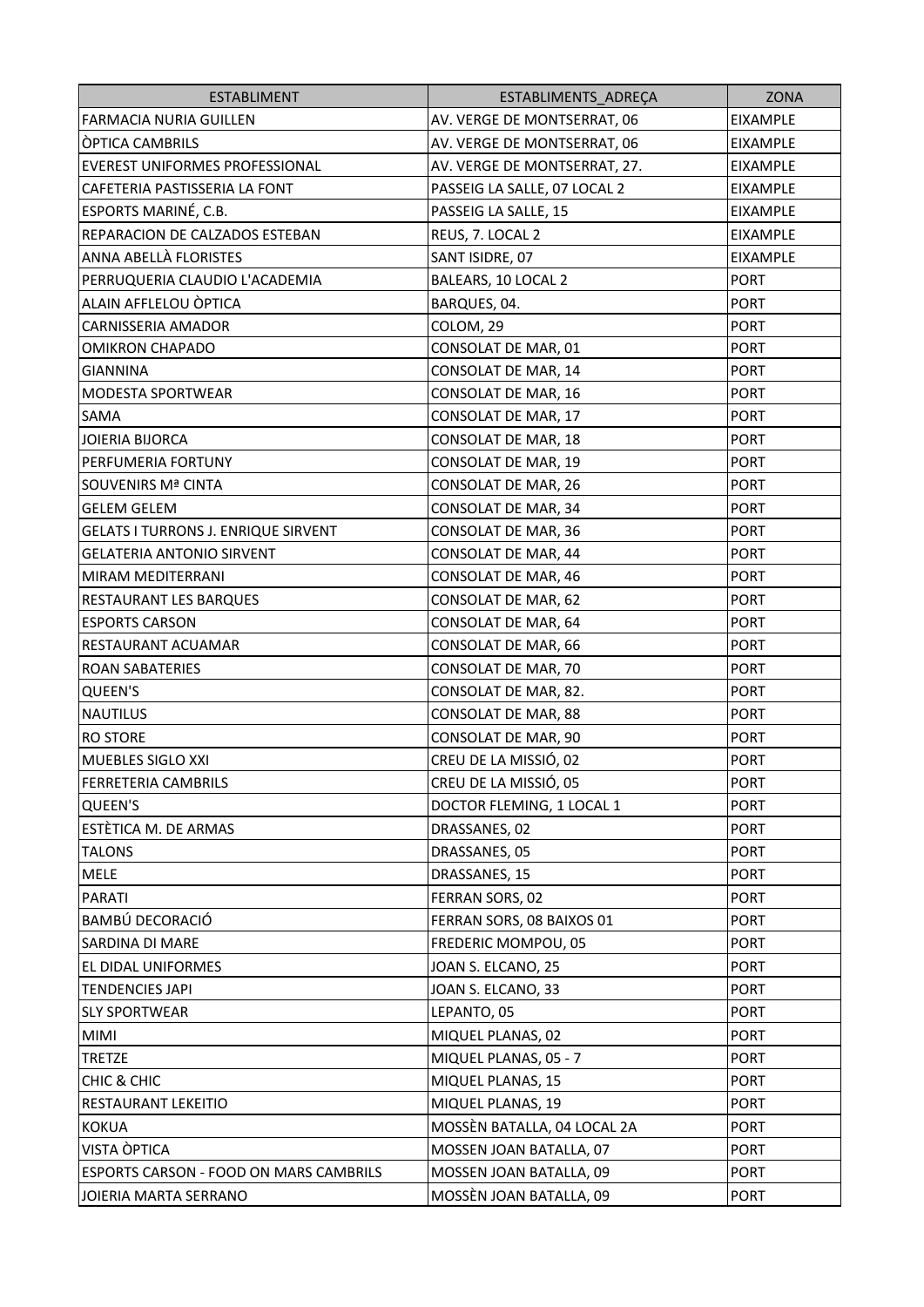| ESTABLIMENT | ESTABLIMENTS_ADREÇA | ZONA |
|---|---|---|
| FARMACIA NURIA GUILLEN | AV. VERGE DE MONTSERRAT, 06 | EIXAMPLE |
| ÒPTICA CAMBRILS | AV. VERGE DE MONTSERRAT, 06 | EIXAMPLE |
| EVEREST UNIFORMES PROFESSIONAL | AV. VERGE DE MONTSERRAT, 27. | EIXAMPLE |
| CAFETERIA PASTISSERIA LA FONT | PASSEIG LA SALLE, 07 LOCAL 2 | EIXAMPLE |
| ESPORTS MARINÉ, C.B. | PASSEIG LA SALLE, 15 | EIXAMPLE |
| REPARACION DE CALZADOS ESTEBAN | REUS, 7. LOCAL 2 | EIXAMPLE |
| ANNA ABELLÀ FLORISTES | SANT ISIDRE, 07 | EIXAMPLE |
| PERRUQUERIA CLAUDIO L'ACADEMIA | BALEARS, 10 LOCAL 2 | PORT |
| ALAIN AFFLELOU ÒPTICA | BARQUES, 04. | PORT |
| CARNISSERIA AMADOR | COLOM, 29 | PORT |
| OMIKRON CHAPADO | CONSOLAT DE MAR, 01 | PORT |
| GIANNINA | CONSOLAT DE MAR, 14 | PORT |
| MODESTA SPORTWEAR | CONSOLAT DE MAR, 16 | PORT |
| SAMA | CONSOLAT DE MAR, 17 | PORT |
| JOIERIA BIJORCA | CONSOLAT DE MAR, 18 | PORT |
| PERFUMERIA FORTUNY | CONSOLAT DE MAR, 19 | PORT |
| SOUVENIRS Mª CINTA | CONSOLAT DE MAR, 26 | PORT |
| GELEM GELEM | CONSOLAT DE MAR, 34 | PORT |
| GELATS I TURRONS J. ENRIQUE SIRVENT | CONSOLAT DE MAR, 36 | PORT |
| GELATERIA ANTONIO SIRVENT | CONSOLAT DE MAR, 44 | PORT |
| MIRAM MEDITERRANI | CONSOLAT DE MAR, 46 | PORT |
| RESTAURANT LES BARQUES | CONSOLAT DE MAR, 62 | PORT |
| ESPORTS CARSON | CONSOLAT DE MAR, 64 | PORT |
| RESTAURANT ACUAMAR | CONSOLAT DE MAR, 66 | PORT |
| ROAN SABATERIES | CONSOLAT DE MAR, 70 | PORT |
| QUEEN'S | CONSOLAT DE MAR, 82. | PORT |
| NAUTILUS | CONSOLAT DE MAR, 88 | PORT |
| RO STORE | CONSOLAT DE MAR, 90 | PORT |
| MUEBLES SIGLO XXI | CREU DE LA MISSIÓ, 02 | PORT |
| FERRETERIA CAMBRILS | CREU DE LA MISSIÓ, 05 | PORT |
| QUEEN'S | DOCTOR FLEMING, 1 LOCAL 1 | PORT |
| ESTÈTICA M. DE ARMAS | DRASSANES, 02 | PORT |
| TALONS | DRASSANES, 05 | PORT |
| MELE | DRASSANES, 15 | PORT |
| PARATI | FERRAN SORS, 02 | PORT |
| BAMBÚ DECORACIÓ | FERRAN SORS, 08 BAIXOS 01 | PORT |
| SARDINA DI MARE | FREDERIC MOMPOU, 05 | PORT |
| EL DIDAL UNIFORMES | JOAN S. ELCANO, 25 | PORT |
| TENDENCIES JAPI | JOAN S. ELCANO, 33 | PORT |
| SLY SPORTWEAR | LEPANTO, 05 | PORT |
| MIMI | MIQUEL PLANAS, 02 | PORT |
| TRETZE | MIQUEL PLANAS, 05 - 7 | PORT |
| CHIC & CHIC | MIQUEL PLANAS, 15 | PORT |
| RESTAURANT LEKEITIO | MIQUEL PLANAS, 19 | PORT |
| KOKUA | MOSSÈN BATALLA, 04 LOCAL 2A | PORT |
| VISTA ÒPTICA | MOSSEN JOAN BATALLA, 07 | PORT |
| ESPORTS CARSON - FOOD ON MARS CAMBRILS | MOSSEN JOAN BATALLA, 09 | PORT |
| JOIERIA MARTA SERRANO | MOSSÈN JOAN BATALLA, 09 | PORT |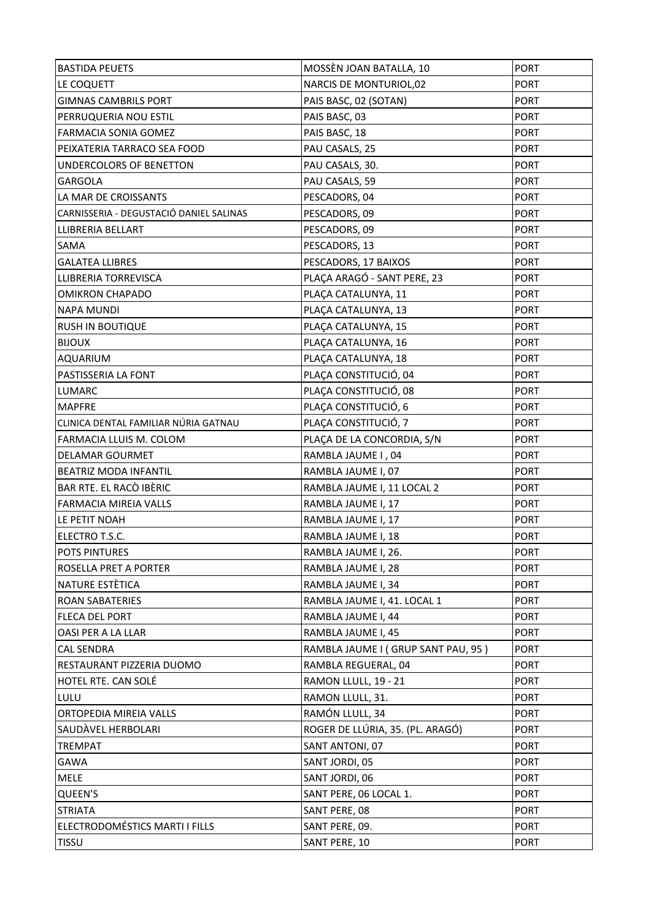| | | |
|---|---|---|
| BASTIDA PEUETS | MOSSÈN JOAN BATALLA, 10 | PORT |
| LE COQUETT | NARCIS DE MONTURIOL,02 | PORT |
| GIMNAS CAMBRILS PORT | PAIS BASC, 02 (SOTAN) | PORT |
| PERRUQUERIA NOU ESTIL | PAIS BASC, 03 | PORT |
| FARMACIA SONIA GOMEZ | PAIS BASC, 18 | PORT |
| PEIXATERIA TARRACO SEA FOOD | PAU CASALS, 25 | PORT |
| UNDERCOLORS OF BENETTON | PAU CASALS, 30. | PORT |
| GARGOLA | PAU CASALS, 59 | PORT |
| LA MAR DE CROISSANTS | PESCADORS, 04 | PORT |
| CARNISSERIA - DEGUSTACIÓ DANIEL SALINAS | PESCADORS, 09 | PORT |
| LLIBRERIA BELLART | PESCADORS, 09 | PORT |
| SAMA | PESCADORS, 13 | PORT |
| GALATEA LLIBRES | PESCADORS, 17 BAIXOS | PORT |
| LLIBRERIA TORREVISCA | PLAÇA ARAGÓ - SANT PERE, 23 | PORT |
| OMIKRON CHAPADO | PLAÇA CATALUNYA, 11 | PORT |
| NAPA MUNDI | PLAÇA CATALUNYA, 13 | PORT |
| RUSH IN BOUTIQUE | PLAÇA CATALUNYA, 15 | PORT |
| BIJOUX | PLAÇA CATALUNYA, 16 | PORT |
| AQUARIUM | PLAÇA CATALUNYA, 18 | PORT |
| PASTISSERIA LA FONT | PLAÇA CONSTITUCIÓ, 04 | PORT |
| LUMARC | PLAÇA CONSTITUCIÓ, 08 | PORT |
| MAPFRE | PLAÇA CONSTITUCIÓ, 6 | PORT |
| CLINICA DENTAL FAMILIAR NÚRIA GATNAU | PLAÇA CONSTITUCIÓ, 7 | PORT |
| FARMACIA LLUIS M. COLOM | PLAÇA DE LA CONCORDIA, S/N | PORT |
| DELAMAR GOURMET | RAMBLA JAUME I , 04 | PORT |
| BEATRIZ MODA INFANTIL | RAMBLA JAUME I, 07 | PORT |
| BAR RTE. EL RACÒ IBÈRIC | RAMBLA JAUME I, 11 LOCAL 2 | PORT |
| FARMACIA MIREIA VALLS | RAMBLA JAUME I, 17 | PORT |
| LE PETIT NOAH | RAMBLA JAUME I, 17 | PORT |
| ELECTRO T.S.C. | RAMBLA JAUME I, 18 | PORT |
| POTS PINTURES | RAMBLA JAUME I, 26. | PORT |
| ROSELLA PRET A PORTER | RAMBLA JAUME I, 28 | PORT |
| NATURE ESTÈTICA | RAMBLA JAUME I, 34 | PORT |
| ROAN SABATERIES | RAMBLA JAUME I, 41. LOCAL 1 | PORT |
| FLECA DEL PORT | RAMBLA JAUME I, 44 | PORT |
| OASI PER A LA LLAR | RAMBLA JAUME I, 45 | PORT |
| CAL SENDRA | RAMBLA JAUME I ( GRUP SANT PAU, 95 ) | PORT |
| RESTAURANT PIZZERIA DUOMO | RAMBLA REGUERAL, 04 | PORT |
| HOTEL RTE. CAN SOLÉ | RAMON LLULL, 19 - 21 | PORT |
| LULU | RAMON LLULL, 31. | PORT |
| ORTOPEDIA MIREIA VALLS | RAMÓN LLULL, 34 | PORT |
| SAUDÀVEL HERBOLARI | ROGER DE LLÚRIA, 35. (PL. ARAGÓ) | PORT |
| TREMPAT | SANT ANTONI, 07 | PORT |
| GAWA | SANT JORDI, 05 | PORT |
| MELE | SANT JORDI, 06 | PORT |
| QUEEN'S | SANT PERE, 06 LOCAL 1. | PORT |
| STRIATA | SANT PERE, 08 | PORT |
| ELECTRODOMÉSTICS MARTI I FILLS | SANT PERE, 09. | PORT |
| TISSU | SANT PERE, 10 | PORT |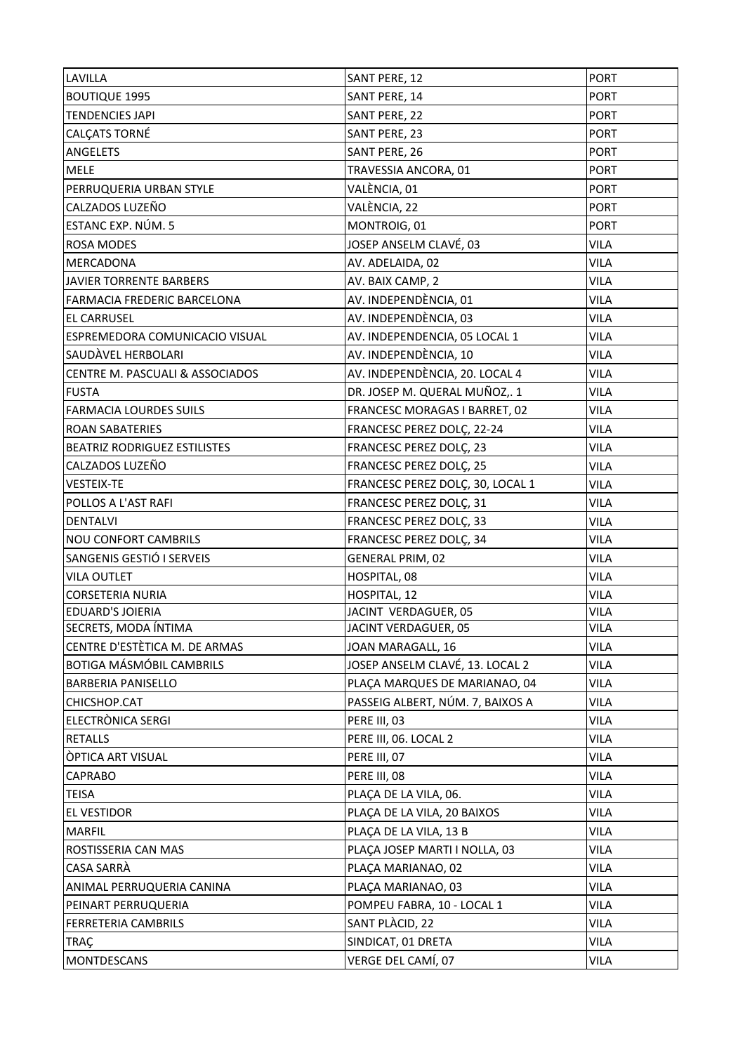| | | |
|---|---|---|
| LAVILLA | SANT PERE, 12 | PORT |
| BOUTIQUE 1995 | SANT PERE, 14 | PORT |
| TENDENCIES JAPI | SANT PERE, 22 | PORT |
| CALÇATS TORNÉ | SANT PERE, 23 | PORT |
| ANGELETS | SANT PERE, 26 | PORT |
| MELE | TRAVESSIA ANCORA, 01 | PORT |
| PERRUQUERIA URBAN STYLE | VALÈNCIA, 01 | PORT |
| CALZADOS LUZEÑO | VALÈNCIA, 22 | PORT |
| ESTANC EXP. NÚM. 5 | MONTROIG, 01 | PORT |
| ROSA MODES | JOSEP ANSELM CLAVÉ, 03 | VILA |
| MERCADONA | AV. ADELAIDA, 02 | VILA |
| JAVIER TORRENTE BARBERS | AV. BAIX CAMP, 2 | VILA |
| FARMACIA FREDERIC BARCELONA | AV. INDEPENDÈNCIA, 01 | VILA |
| EL CARRUSEL | AV. INDEPENDÈNCIA, 03 | VILA |
| ESPREMEDORA COMUNICACIO VISUAL | AV. INDEPENDENCIA, 05 LOCAL 1 | VILA |
| SAUDÀVEL HERBOLARI | AV. INDEPENDÈNCIA, 10 | VILA |
| CENTRE M. PASCUALI & ASSOCIADOS | AV. INDEPENDÈNCIA, 20. LOCAL 4 | VILA |
| FUSTA | DR. JOSEP M. QUERAL MUÑOZ,. 1 | VILA |
| FARMACIA LOURDES SUILS | FRANCESC MORAGAS I BARRET, 02 | VILA |
| ROAN SABATERIES | FRANCESC PEREZ DOLÇ, 22-24 | VILA |
| BEATRIZ RODRIGUEZ ESTILISTES | FRANCESC PEREZ DOLÇ, 23 | VILA |
| CALZADOS LUZEÑO | FRANCESC PEREZ DOLÇ, 25 | VILA |
| VESTEIX-TE | FRANCESC PEREZ DOLÇ, 30, LOCAL 1 | VILA |
| POLLOS A L'AST RAFI | FRANCESC PEREZ DOLÇ, 31 | VILA |
| DENTALVI | FRANCESC PEREZ DOLÇ, 33 | VILA |
| NOU CONFORT CAMBRILS | FRANCESC PEREZ DOLÇ, 34 | VILA |
| SANGENIS GESTIÓ I SERVEIS | GENERAL PRIM, 02 | VILA |
| VILA OUTLET | HOSPITAL, 08 | VILA |
| CORSETERIA NURIA | HOSPITAL, 12 | VILA |
| EDUARD'S JOIERIA | JACINT VERDAGUER, 05 | VILA |
| SECRETS, MODA ÍNTIMA | JACINT VERDAGUER, 05 | VILA |
| CENTRE D'ESTÈTICA M. DE ARMAS | JOAN MARAGALL, 16 | VILA |
| BOTIGA MÁSMÓBIL CAMBRILS | JOSEP ANSELM CLAVÉ, 13. LOCAL 2 | VILA |
| BARBERIA PANISELLO | PLAÇA MARQUES DE MARIANAO, 04 | VILA |
| CHICSHOP.CAT | PASSEIG ALBERT, NÚM. 7, BAIXOS A | VILA |
| ELECTRÒNICA SERGI | PERE III, 03 | VILA |
| RETALLS | PERE III, 06. LOCAL 2 | VILA |
| ÒPTICA ART VISUAL | PERE III, 07 | VILA |
| CAPRABO | PERE III, 08 | VILA |
| TEISA | PLAÇA DE LA VILA, 06. | VILA |
| EL VESTIDOR | PLAÇA DE LA VILA, 20 BAIXOS | VILA |
| MARFIL | PLAÇA DE LA VILA, 13 B | VILA |
| ROSTISSERIA CAN MAS | PLAÇA JOSEP MARTI I NOLLA, 03 | VILA |
| CASA SARRÀ | PLAÇA MARIANAO, 02 | VILA |
| ANIMAL PERRUQUERIA CANINA | PLAÇA MARIANAO, 03 | VILA |
| PEINART PERRUQUERIA | POMPEU FABRA, 10 - LOCAL 1 | VILA |
| FERRETERIA CAMBRILS | SANT PLÀCID, 22 | VILA |
| TRAÇ | SINDICAT, 01 DRETA | VILA |
| MONTDESCANS | VERGE DEL CAMÍ, 07 | VILA |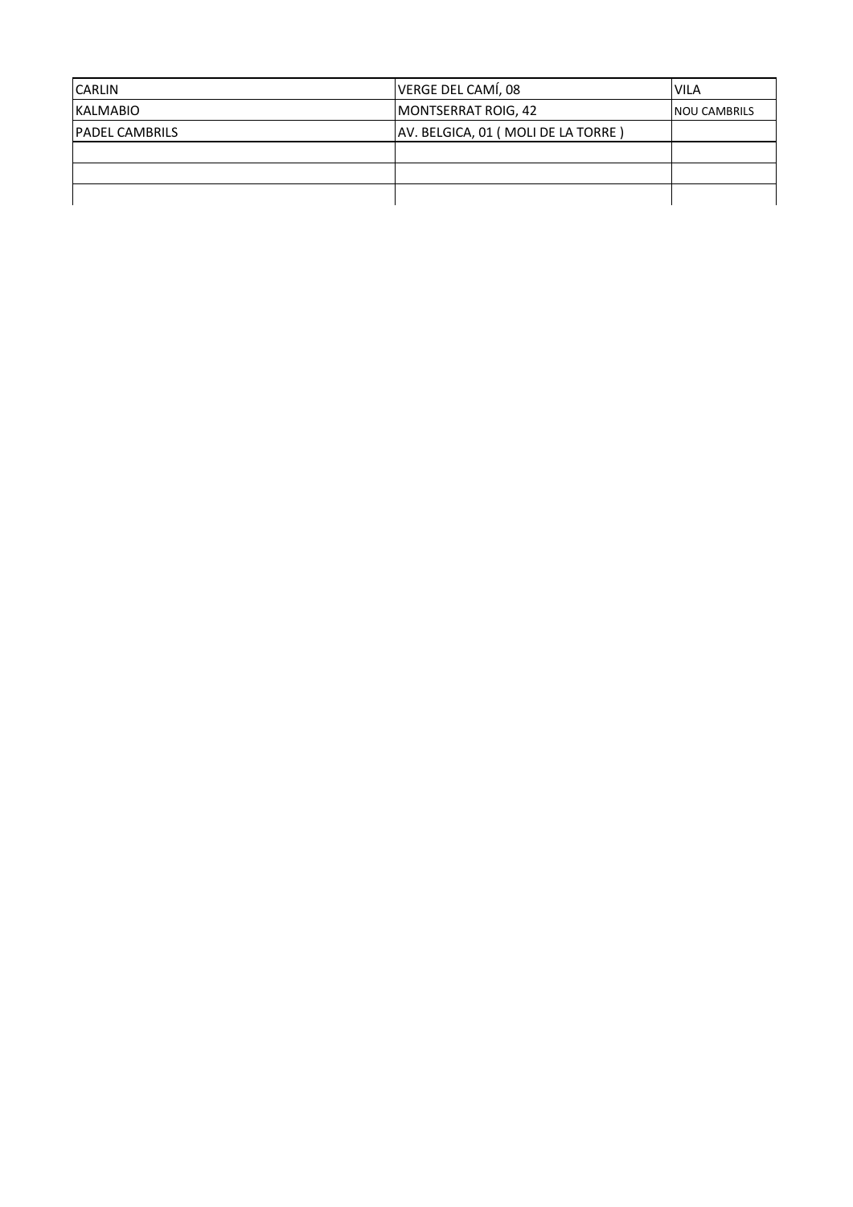| | | |
|---|---|---|
| CARLIN | VERGE DEL CAMÍ, 08 | VILA |
| KALMABIO | MONTSERRAT ROIG, 42 | NOU CAMBRILS |
| PADEL CAMBRILS | AV. BELGICA, 01 ( MOLI DE LA TORRE ) | |
| | | |
| | | |
| | | |